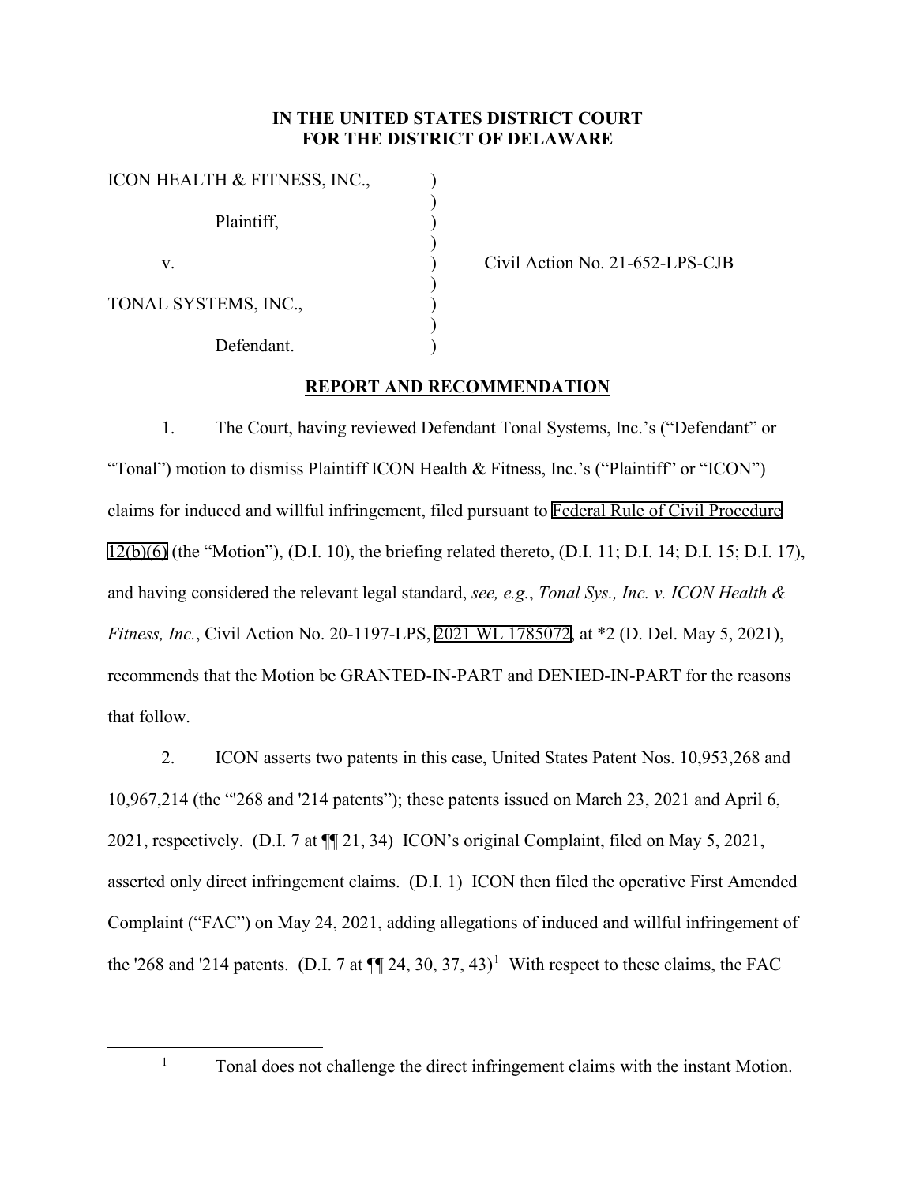**IN THE UNITED STATES DISTRICT COURT**
**FOR THE DISTRICT OF DELAWARE**

| | | |
|---|---|---|
| ICON HEALTH & FITNESS, INC., | ) | |
| | ) | |
| Plaintiff, | ) | |
| | ) | |
| v. | ) | Civil Action No. 21-652-LPS-CJB |
| | ) | |
| TONAL SYSTEMS, INC., | ) | |
| | ) | |
| Defendant. | ) | |

**REPORT AND RECOMMENDATION**

1. The Court, having reviewed Defendant Tonal Systems, Inc.'s ("Defendant" or "Tonal") motion to dismiss Plaintiff ICON Health & Fitness, Inc.'s ("Plaintiff" or "ICON") claims for induced and willful infringement, filed pursuant to Federal Rule of Civil Procedure 12(b)(6) (the "Motion"), (D.I. 10), the briefing related thereto, (D.I. 11; D.I. 14; D.I. 15; D.I. 17), and having considered the relevant legal standard, *see, e.g.*, *Tonal Sys., Inc. v. ICON Health & Fitness, Inc.*, Civil Action No. 20-1197-LPS, 2021 WL 1785072, at *2 (D. Del. May 5, 2021), recommends that the Motion be GRANTED-IN-PART and DENIED-IN-PART for the reasons that follow.

2. ICON asserts two patents in this case, United States Patent Nos. 10,953,268 and 10,967,214 (the "'268 and '214 patents"); these patents issued on March 23, 2021 and April 6, 2021, respectively. (D.I. 7 at ¶¶ 21, 34) ICON's original Complaint, filed on May 5, 2021, asserted only direct infringement claims. (D.I. 1) ICON then filed the operative First Amended Complaint ("FAC") on May 24, 2021, adding allegations of induced and willful infringement of the '268 and '214 patents. (D.I. 7 at ¶¶ 24, 30, 37, 43)[1] With respect to these claims, the FAC

[1] Tonal does not challenge the direct infringement claims with the instant Motion.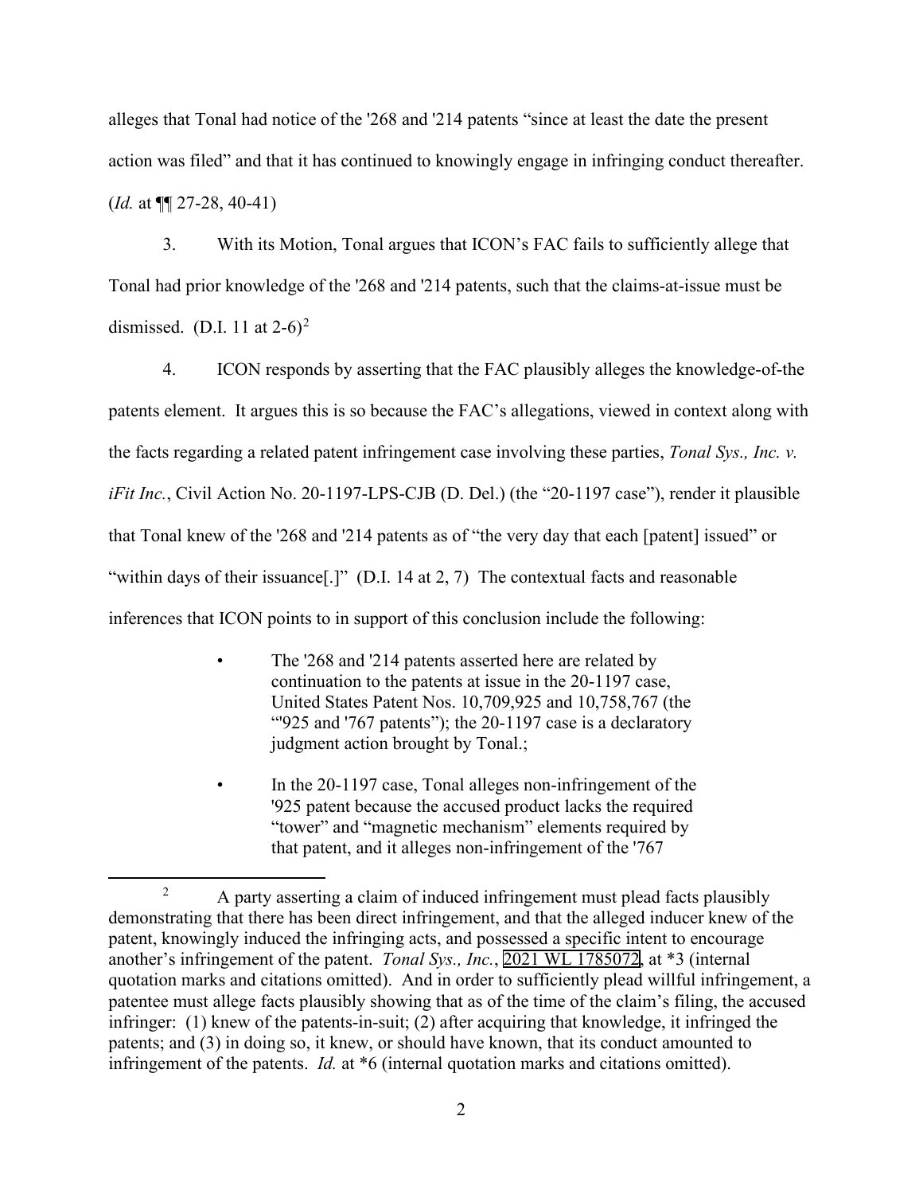alleges that Tonal had notice of the '268 and '214 patents "since at least the date the present action was filed" and that it has continued to knowingly engage in infringing conduct thereafter. (*Id.* at ¶¶ 27-28, 40-41)

3. With its Motion, Tonal argues that ICON's FAC fails to sufficiently allege that Tonal had prior knowledge of the '268 and '214 patents, such that the claims-at-issue must be dismissed. (D.I. 11 at 2-6)[2]

4. ICON responds by asserting that the FAC plausibly alleges the knowledge-of-the patents element. It argues this is so because the FAC's allegations, viewed in context along with the facts regarding a related patent infringement case involving these parties, *Tonal Sys., Inc. v. iFit Inc.*, Civil Action No. 20-1197-LPS-CJB (D. Del.) (the "20-1197 case"), render it plausible that Tonal knew of the '268 and '214 patents as of "the very day that each [patent] issued" or "within days of their issuance[.]" (D.I. 14 at 2, 7) The contextual facts and reasonable inferences that ICON points to in support of this conclusion include the following:

- The '268 and '214 patents asserted here are related by continuation to the patents at issue in the 20-1197 case, United States Patent Nos. 10,709,925 and 10,758,767 (the "'925 and '767 patents"); the 20-1197 case is a declaratory judgment action brought by Tonal.;
- In the 20-1197 case, Tonal alleges non-infringement of the '925 patent because the accused product lacks the required "tower" and "magnetic mechanism" elements required by that patent, and it alleges non-infringement of the '767

[2] A party asserting a claim of induced infringement must plead facts plausibly demonstrating that there has been direct infringement, and that the alleged inducer knew of the patent, knowingly induced the infringing acts, and possessed a specific intent to encourage another's infringement of the patent. *Tonal Sys., Inc.*, 2021 WL 1785072, at *3 (internal quotation marks and citations omitted). And in order to sufficiently plead willful infringement, a patentee must allege facts plausibly showing that as of the time of the claim's filing, the accused infringer: (1) knew of the patents-in-suit; (2) after acquiring that knowledge, it infringed the patents; and (3) in doing so, it knew, or should have known, that its conduct amounted to infringement of the patents. *Id.* at *6 (internal quotation marks and citations omitted).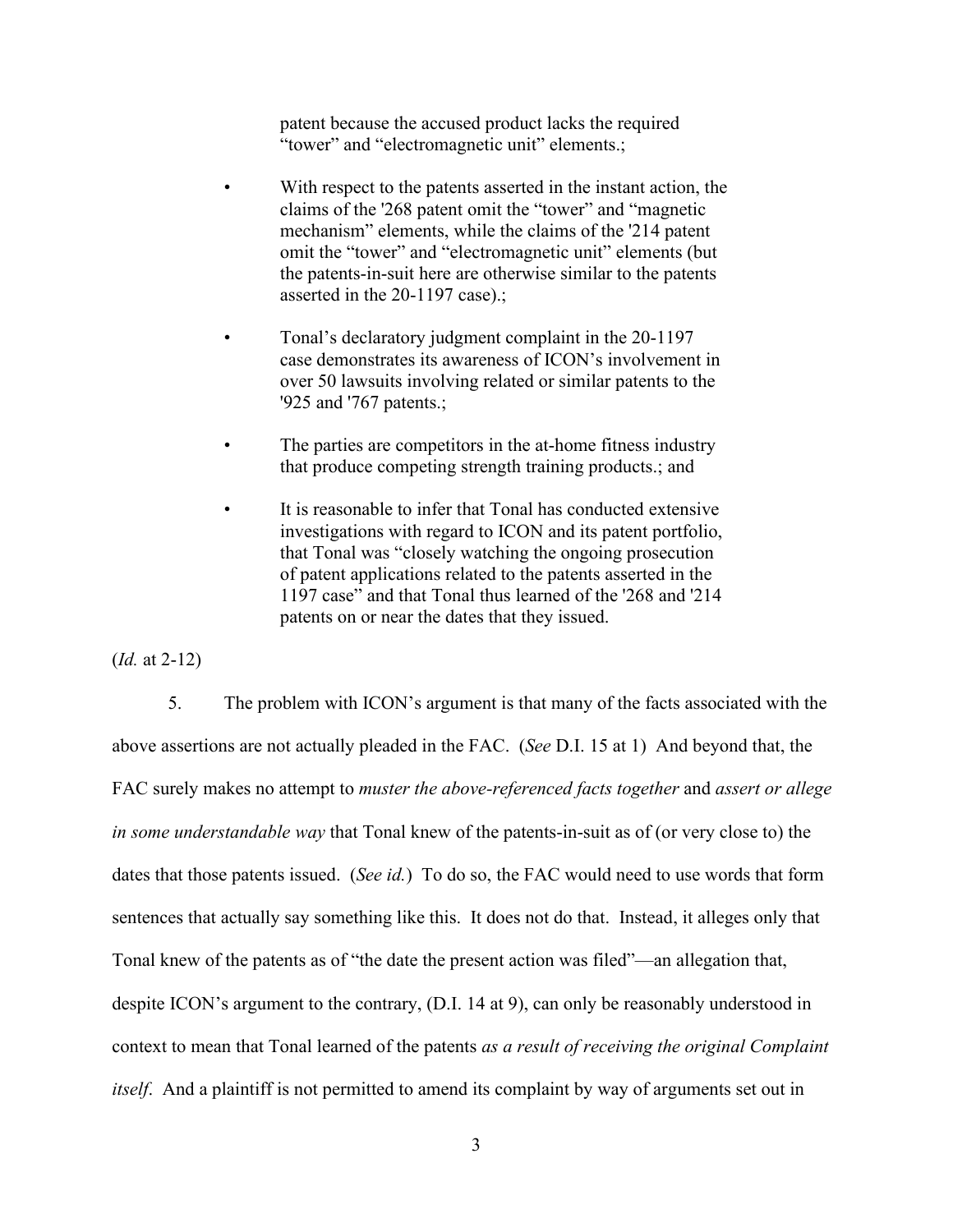patent because the accused product lacks the required "tower" and "electromagnetic unit" elements.;

- With respect to the patents asserted in the instant action, the claims of the '268 patent omit the "tower" and "magnetic mechanism" elements, while the claims of the '214 patent omit the "tower" and "electromagnetic unit" elements (but the patents-in-suit here are otherwise similar to the patents asserted in the 20-1197 case).;
- Tonal's declaratory judgment complaint in the 20-1197 case demonstrates its awareness of ICON's involvement in over 50 lawsuits involving related or similar patents to the '925 and '767 patents.;
- The parties are competitors in the at-home fitness industry that produce competing strength training products.; and
- It is reasonable to infer that Tonal has conducted extensive investigations with regard to ICON and its patent portfolio, that Tonal was "closely watching the ongoing prosecution of patent applications related to the patents asserted in the 1197 case" and that Tonal thus learned of the '268 and '214 patents on or near the dates that they issued.

(*Id.* at 2-12)

5. The problem with ICON's argument is that many of the facts associated with the above assertions are not actually pleaded in the FAC. (*See* D.I. 15 at 1) And beyond that, the FAC surely makes no attempt to *muster the above-referenced facts together* and *assert or allege in some understandable way* that Tonal knew of the patents-in-suit as of (or very close to) the dates that those patents issued. (*See id.*) To do so, the FAC would need to use words that form sentences that actually say something like this. It does not do that. Instead, it alleges only that Tonal knew of the patents as of "the date the present action was filed"—an allegation that, despite ICON's argument to the contrary, (D.I. 14 at 9), can only be reasonably understood in context to mean that Tonal learned of the patents *as a result of receiving the original Complaint itself*. And a plaintiff is not permitted to amend its complaint by way of arguments set out in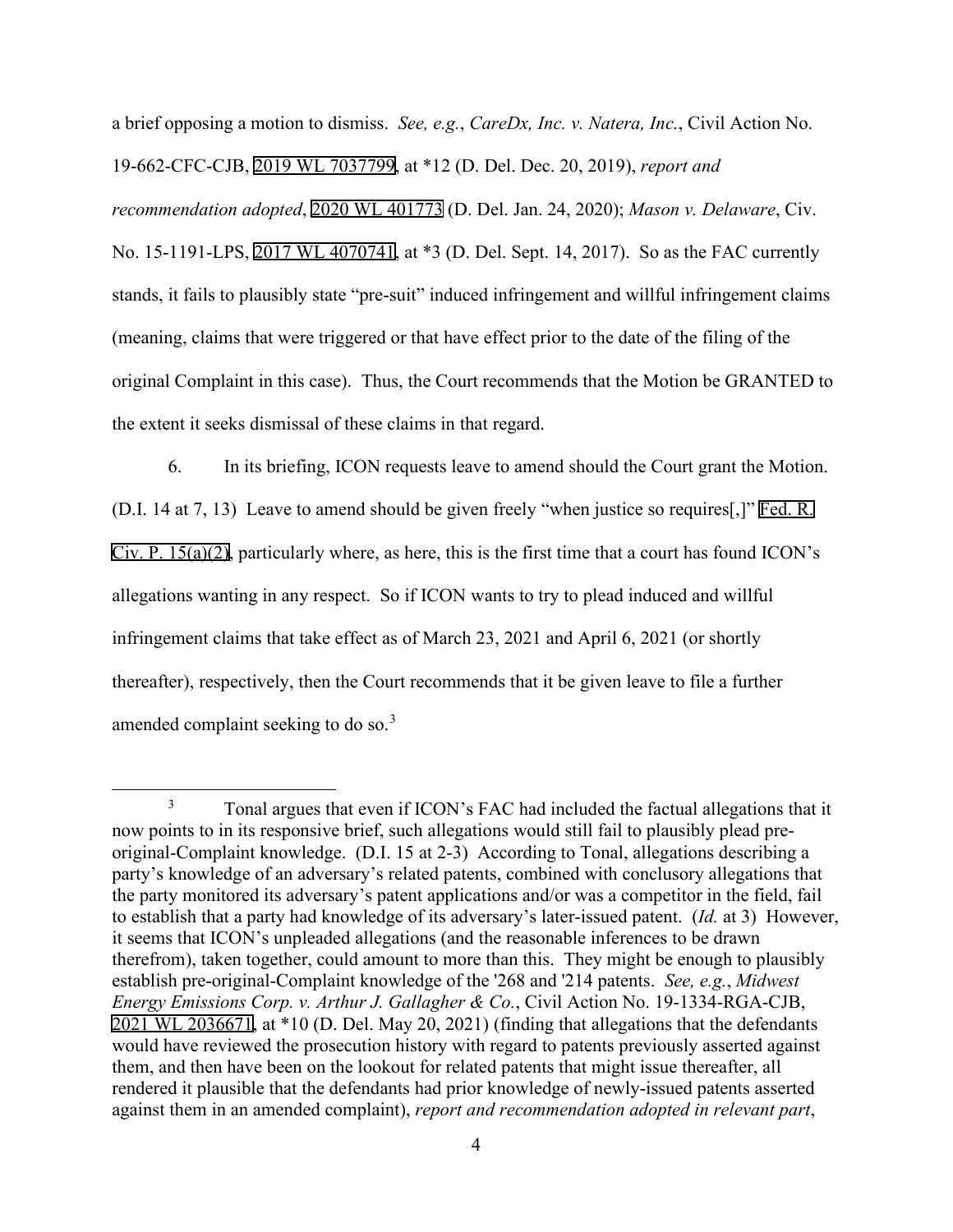a brief opposing a motion to dismiss. *See, e.g.*, *CareDx, Inc. v. Natera, Inc.*, Civil Action No. 19-662-CFC-CJB, 2019 WL 7037799, at *12 (D. Del. Dec. 20, 2019), *report and recommendation adopted*, 2020 WL 401773 (D. Del. Jan. 24, 2020); *Mason v. Delaware*, Civ. No. 15-1191-LPS, 2017 WL 4070741, at *3 (D. Del. Sept. 14, 2017). So as the FAC currently stands, it fails to plausibly state "pre-suit" induced infringement and willful infringement claims (meaning, claims that were triggered or that have effect prior to the date of the filing of the original Complaint in this case). Thus, the Court recommends that the Motion be GRANTED to the extent it seeks dismissal of these claims in that regard.

6. In its briefing, ICON requests leave to amend should the Court grant the Motion. (D.I. 14 at 7, 13) Leave to amend should be given freely "when justice so requires[,]" Fed. R. Civ. P. 15(a)(2), particularly where, as here, this is the first time that a court has found ICON's allegations wanting in any respect. So if ICON wants to try to plead induced and willful infringement claims that take effect as of March 23, 2021 and April 6, 2021 (or shortly thereafter), respectively, then the Court recommends that it be given leave to file a further amended complaint seeking to do so.[3]

[3] Tonal argues that even if ICON's FAC had included the factual allegations that it now points to in its responsive brief, such allegations would still fail to plausibly plead pre-original-Complaint knowledge. (D.I. 15 at 2-3) According to Tonal, allegations describing a party's knowledge of an adversary's related patents, combined with conclusory allegations that the party monitored its adversary's patent applications and/or was a competitor in the field, fail to establish that a party had knowledge of its adversary's later-issued patent. (*Id.* at 3) However, it seems that ICON's unpleaded allegations (and the reasonable inferences to be drawn therefrom), taken together, could amount to more than this. They might be enough to plausibly establish pre-original-Complaint knowledge of the '268 and '214 patents. *See, e.g.*, *Midwest Energy Emissions Corp. v. Arthur J. Gallagher & Co.*, Civil Action No. 19-1334-RGA-CJB, 2021 WL 2036671, at *10 (D. Del. May 20, 2021) (finding that allegations that the defendants would have reviewed the prosecution history with regard to patents previously asserted against them, and then have been on the lookout for related patents that might issue thereafter, all rendered it plausible that the defendants had prior knowledge of newly-issued patents asserted against them in an amended complaint), *report and recommendation adopted in relevant part*,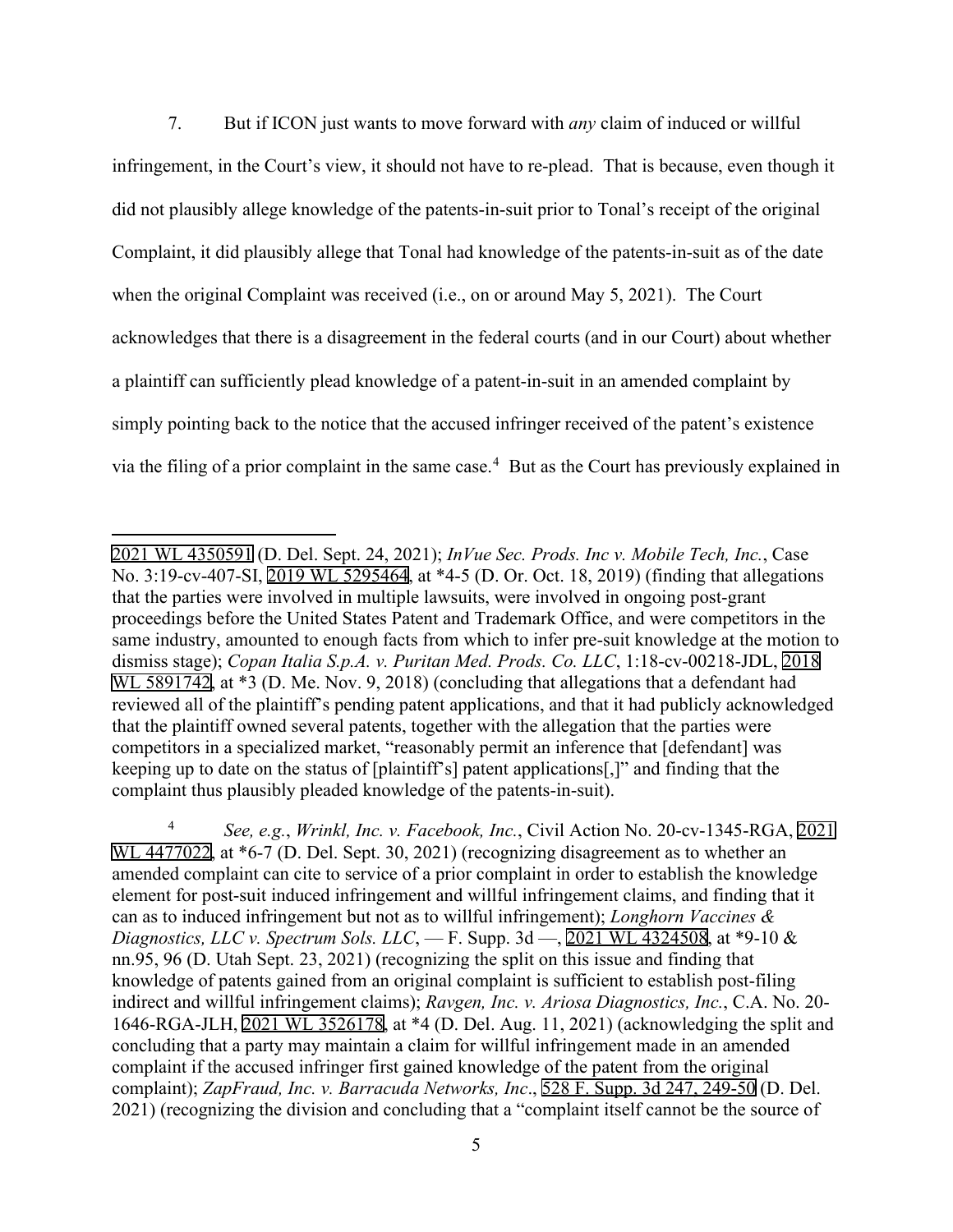7. But if ICON just wants to move forward with *any* claim of induced or willful infringement, in the Court's view, it should not have to re-plead. That is because, even though it did not plausibly allege knowledge of the patents-in-suit prior to Tonal's receipt of the original Complaint, it did plausibly allege that Tonal had knowledge of the patents-in-suit as of the date when the original Complaint was received (i.e., on or around May 5, 2021). The Court acknowledges that there is a disagreement in the federal courts (and in our Court) about whether a plaintiff can sufficiently plead knowledge of a patent-in-suit in an amended complaint by simply pointing back to the notice that the accused infringer received of the patent's existence via the filing of a prior complaint in the same case.[4] But as the Court has previously explained in

---

2021 WL 4350591 (D. Del. Sept. 24, 2021); *InVue Sec. Prods. Inc v. Mobile Tech, Inc.*, Case No. 3:19-cv-407-SI, 2019 WL 5295464, at *4-5 (D. Or. Oct. 18, 2019) (finding that allegations that the parties were involved in multiple lawsuits, were involved in ongoing post-grant proceedings before the United States Patent and Trademark Office, and were competitors in the same industry, amounted to enough facts from which to infer pre-suit knowledge at the motion to dismiss stage); *Copan Italia S.p.A. v. Puritan Med. Prods. Co. LLC*, 1:18-cv-00218-JDL, 2018 WL 5891742, at *3 (D. Me. Nov. 9, 2018) (concluding that allegations that a defendant had reviewed all of the plaintiff's pending patent applications, and that it had publicly acknowledged that the plaintiff owned several patents, together with the allegation that the parties were competitors in a specialized market, "reasonably permit an inference that [defendant] was keeping up to date on the status of [plaintiff's] patent applications[,]" and finding that the complaint thus plausibly pleaded knowledge of the patents-in-suit).

[4] *See, e.g.*, *Wrinkl, Inc. v. Facebook, Inc.*, Civil Action No. 20-cv-1345-RGA, 2021 WL 4477022, at *6-7 (D. Del. Sept. 30, 2021) (recognizing disagreement as to whether an amended complaint can cite to service of a prior complaint in order to establish the knowledge element for post-suit induced infringement and willful infringement claims, and finding that it can as to induced infringement but not as to willful infringement); *Longhorn Vaccines & Diagnostics, LLC v. Spectrum Sols. LLC*, — F. Supp. 3d —, 2021 WL 4324508, at *9-10 & nn.95, 96 (D. Utah Sept. 23, 2021) (recognizing the split on this issue and finding that knowledge of patents gained from an original complaint is sufficient to establish post-filing indirect and willful infringement claims); *Ravgen, Inc. v. Ariosa Diagnostics, Inc.*, C.A. No. 20-1646-RGA-JLH, 2021 WL 3526178, at *4 (D. Del. Aug. 11, 2021) (acknowledging the split and concluding that a party may maintain a claim for willful infringement made in an amended complaint if the accused infringer first gained knowledge of the patent from the original complaint); *ZapFraud, Inc. v. Barracuda Networks, Inc*., 528 F. Supp. 3d 247, 249-50 (D. Del. 2021) (recognizing the division and concluding that a "complaint itself cannot be the source of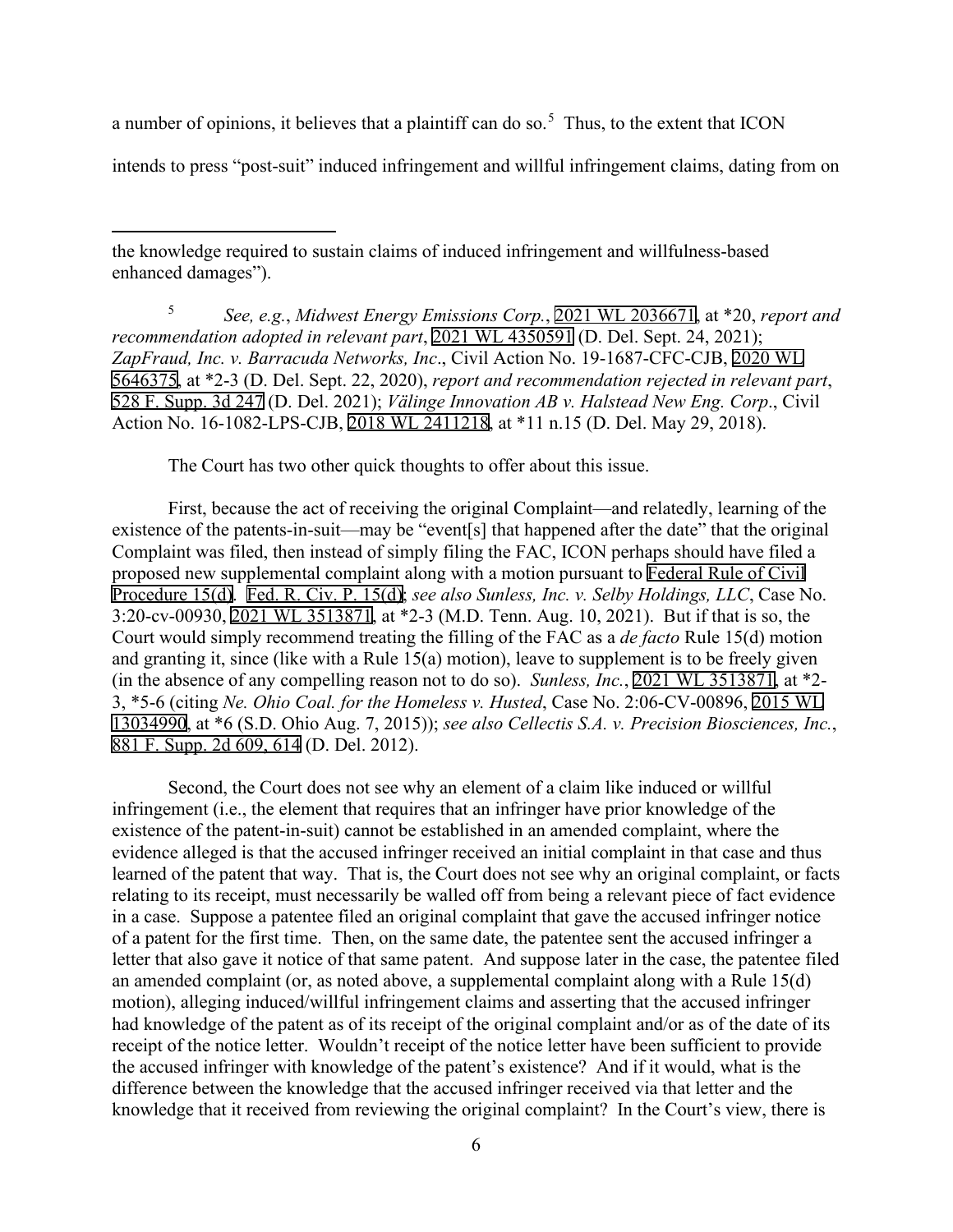a number of opinions, it believes that a plaintiff can do so.[5] Thus, to the extent that ICON intends to press "post-suit" induced infringement and willful infringement claims, dating from on

---

the knowledge required to sustain claims of induced infringement and willfulness-based enhanced damages").

[5] *See, e.g.*, *Midwest Energy Emissions Corp.*, 2021 WL 2036671, at *20, *report and recommendation adopted in relevant part*, 2021 WL 4350591 (D. Del. Sept. 24, 2021); *ZapFraud, Inc. v. Barracuda Networks, Inc*., Civil Action No. 19-1687-CFC-CJB, 2020 WL 5646375, at *2-3 (D. Del. Sept. 22, 2020), *report and recommendation rejected in relevant part*, 528 F. Supp. 3d 247 (D. Del. 2021); *Välinge Innovation AB v. Halstead New Eng. Corp*., Civil Action No. 16-1082-LPS-CJB, 2018 WL 2411218, at *11 n.15 (D. Del. May 29, 2018).

The Court has two other quick thoughts to offer about this issue.

First, because the act of receiving the original Complaint—and relatedly, learning of the existence of the patents-in-suit—may be "event[s] that happened after the date" that the original Complaint was filed, then instead of simply filing the FAC, ICON perhaps should have filed a proposed new supplemental complaint along with a motion pursuant to Federal Rule of Civil Procedure 15(d). Fed. R. Civ. P. 15(d); *see also Sunless, Inc. v. Selby Holdings, LLC*, Case No. 3:20-cv-00930, 2021 WL 3513871, at *2-3 (M.D. Tenn. Aug. 10, 2021). But if that is so, the Court would simply recommend treating the filling of the FAC as a *de facto* Rule 15(d) motion and granting it, since (like with a Rule 15(a) motion), leave to supplement is to be freely given (in the absence of any compelling reason not to do so). *Sunless, Inc.*, 2021 WL 3513871, at *2-3, *5-6 (citing *Ne. Ohio Coal. for the Homeless v. Husted*, Case No. 2:06-CV-00896, 2015 WL 13034990, at *6 (S.D. Ohio Aug. 7, 2015)); *see also Cellectis S.A. v. Precision Biosciences, Inc.*, 881 F. Supp. 2d 609, 614 (D. Del. 2012).

Second, the Court does not see why an element of a claim like induced or willful infringement (i.e., the element that requires that an infringer have prior knowledge of the existence of the patent-in-suit) cannot be established in an amended complaint, where the evidence alleged is that the accused infringer received an initial complaint in that case and thus learned of the patent that way. That is, the Court does not see why an original complaint, or facts relating to its receipt, must necessarily be walled off from being a relevant piece of fact evidence in a case. Suppose a patentee filed an original complaint that gave the accused infringer notice of a patent for the first time. Then, on the same date, the patentee sent the accused infringer a letter that also gave it notice of that same patent. And suppose later in the case, the patentee filed an amended complaint (or, as noted above, a supplemental complaint along with a Rule 15(d) motion), alleging induced/willful infringement claims and asserting that the accused infringer had knowledge of the patent as of its receipt of the original complaint and/or as of the date of its receipt of the notice letter. Wouldn't receipt of the notice letter have been sufficient to provide the accused infringer with knowledge of the patent's existence? And if it would, what is the difference between the knowledge that the accused infringer received via that letter and the knowledge that it received from reviewing the original complaint? In the Court's view, there is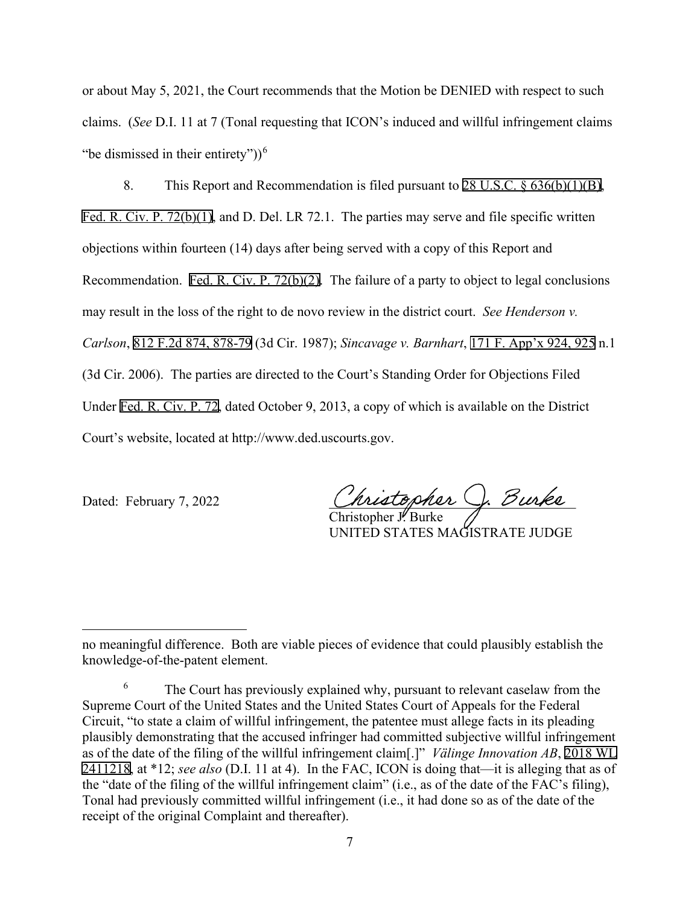or about May 5, 2021, the Court recommends that the Motion be DENIED with respect to such claims. (*See* D.I. 11 at 7 (Tonal requesting that ICON's induced and willful infringement claims "be dismissed in their entirety"))[6]

8. This Report and Recommendation is filed pursuant to 28 U.S.C. § 636(b)(1)(B), Fed. R. Civ. P. 72(b)(1), and D. Del. LR 72.1. The parties may serve and file specific written objections within fourteen (14) days after being served with a copy of this Report and Recommendation. Fed. R. Civ. P. 72(b)(2). The failure of a party to object to legal conclusions may result in the loss of the right to de novo review in the district court. *See Henderson v. Carlson*, 812 F.2d 874, 878-79 (3d Cir. 1987); *Sincavage v. Barnhart*, 171 F. App'x 924, 925 n.1 (3d Cir. 2006). The parties are directed to the Court's Standing Order for Objections Filed Under Fed. R. Civ. P. 72, dated October 9, 2013, a copy of which is available on the District Court's website, located at http://www.ded.uscourts.gov.

Dated: February 7, 2022

Christopher J. Burke
Christopher J. Burke
UNITED STATES MAGISTRATE JUDGE

---

no meaningful difference. Both are viable pieces of evidence that could plausibly establish the knowledge-of-the-patent element.

[6] The Court has previously explained why, pursuant to relevant caselaw from the Supreme Court of the United States and the United States Court of Appeals for the Federal Circuit, "to state a claim of willful infringement, the patentee must allege facts in its pleading plausibly demonstrating that the accused infringer had committed subjective willful infringement as of the date of the filing of the willful infringement claim[.]" *Välinge Innovation AB*, 2018 WL 2411218, at *12; *see also* (D.I. 11 at 4). In the FAC, ICON is doing that—it is alleging that as of the "date of the filing of the willful infringement claim" (i.e., as of the date of the FAC's filing), Tonal had previously committed willful infringement (i.e., it had done so as of the date of the receipt of the original Complaint and thereafter).